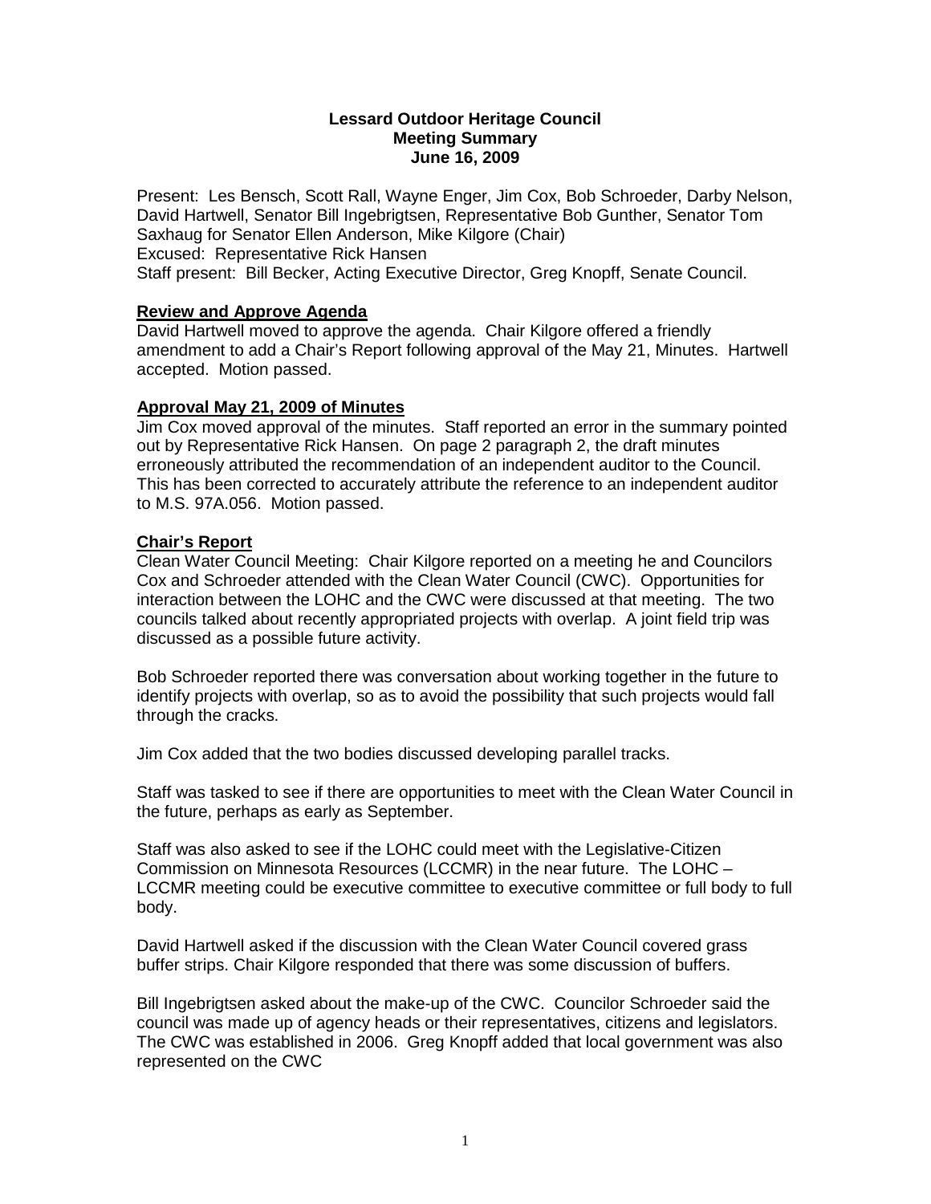**Lessard Outdoor Heritage Council**
**Meeting Summary**
**June 16, 2009**

Present: Les Bensch, Scott Rall, Wayne Enger, Jim Cox, Bob Schroeder, Darby Nelson, David Hartwell, Senator Bill Ingebrigtsen, Representative Bob Gunther, Senator Tom Saxhaug for Senator Ellen Anderson, Mike Kilgore (Chair)
Excused: Representative Rick Hansen
Staff present: Bill Becker, Acting Executive Director, Greg Knopff, Senate Council.

## Review and Approve Agenda

David Hartwell moved to approve the agenda. Chair Kilgore offered a friendly amendment to add a Chair's Report following approval of the May 21, Minutes. Hartwell accepted. Motion passed.

## Approval May 21, 2009 of Minutes

Jim Cox moved approval of the minutes. Staff reported an error in the summary pointed out by Representative Rick Hansen. On page 2 paragraph 2, the draft minutes erroneously attributed the recommendation of an independent auditor to the Council. This has been corrected to accurately attribute the reference to an independent auditor to M.S. 97A.056. Motion passed.

## Chair's Report

Clean Water Council Meeting: Chair Kilgore reported on a meeting he and Councilors Cox and Schroeder attended with the Clean Water Council (CWC). Opportunities for interaction between the LOHC and the CWC were discussed at that meeting. The two councils talked about recently appropriated projects with overlap. A joint field trip was discussed as a possible future activity.

Bob Schroeder reported there was conversation about working together in the future to identify projects with overlap, so as to avoid the possibility that such projects would fall through the cracks.

Jim Cox added that the two bodies discussed developing parallel tracks.

Staff was tasked to see if there are opportunities to meet with the Clean Water Council in the future, perhaps as early as September.

Staff was also asked to see if the LOHC could meet with the Legislative-Citizen Commission on Minnesota Resources (LCCMR) in the near future. The LOHC – LCCMR meeting could be executive committee to executive committee or full body to full body.

David Hartwell asked if the discussion with the Clean Water Council covered grass buffer strips. Chair Kilgore responded that there was some discussion of buffers.

Bill Ingebrigtsen asked about the make-up of the CWC. Councilor Schroeder said the council was made up of agency heads or their representatives, citizens and legislators. The CWC was established in 2006. Greg Knopff added that local government was also represented on the CWC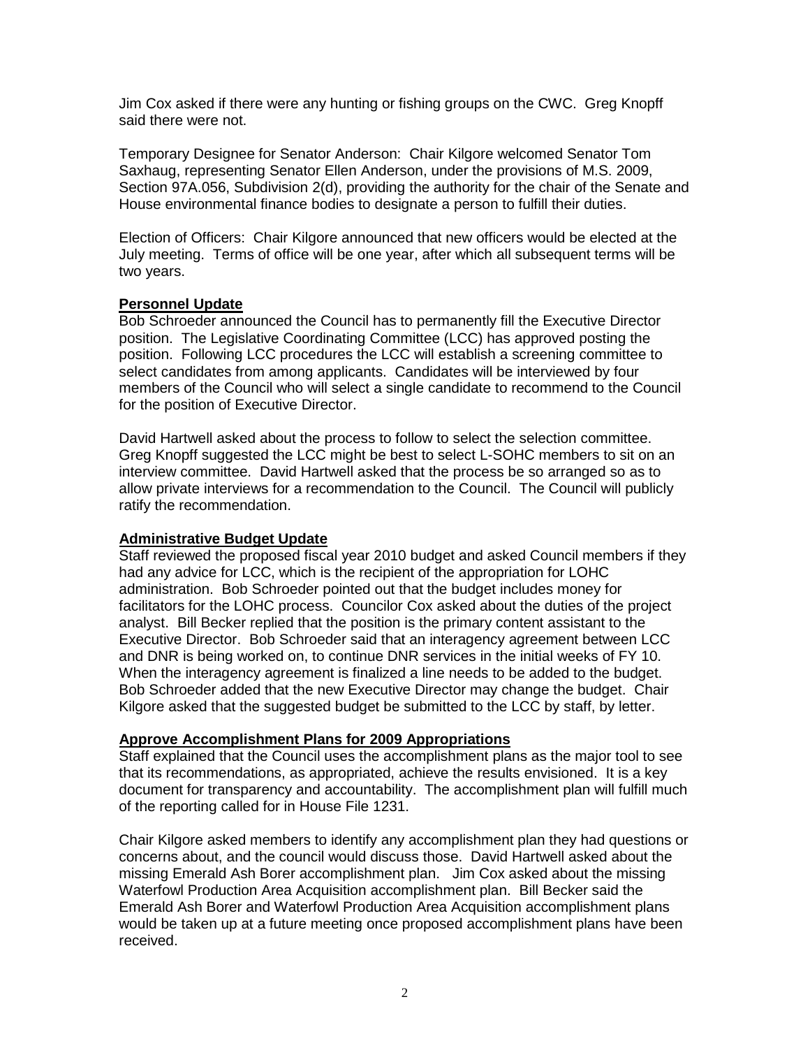Jim Cox asked if there were any hunting or fishing groups on the CWC. Greg Knopff said there were not.

Temporary Designee for Senator Anderson: Chair Kilgore welcomed Senator Tom Saxhaug, representing Senator Ellen Anderson, under the provisions of M.S. 2009, Section 97A.056, Subdivision 2(d), providing the authority for the chair of the Senate and House environmental finance bodies to designate a person to fulfill their duties.

Election of Officers: Chair Kilgore announced that new officers would be elected at the July meeting. Terms of office will be one year, after which all subsequent terms will be two years.

## Personnel Update

Bob Schroeder announced the Council has to permanently fill the Executive Director position. The Legislative Coordinating Committee (LCC) has approved posting the position. Following LCC procedures the LCC will establish a screening committee to select candidates from among applicants. Candidates will be interviewed by four members of the Council who will select a single candidate to recommend to the Council for the position of Executive Director.

David Hartwell asked about the process to follow to select the selection committee. Greg Knopff suggested the LCC might be best to select L-SOHC members to sit on an interview committee. David Hartwell asked that the process be so arranged so as to allow private interviews for a recommendation to the Council. The Council will publicly ratify the recommendation.

## Administrative Budget Update

Staff reviewed the proposed fiscal year 2010 budget and asked Council members if they had any advice for LCC, which is the recipient of the appropriation for LOHC administration. Bob Schroeder pointed out that the budget includes money for facilitators for the LOHC process. Councilor Cox asked about the duties of the project analyst. Bill Becker replied that the position is the primary content assistant to the Executive Director. Bob Schroeder said that an interagency agreement between LCC and DNR is being worked on, to continue DNR services in the initial weeks of FY 10. When the interagency agreement is finalized a line needs to be added to the budget. Bob Schroeder added that the new Executive Director may change the budget. Chair Kilgore asked that the suggested budget be submitted to the LCC by staff, by letter.

## Approve Accomplishment Plans for 2009 Appropriations

Staff explained that the Council uses the accomplishment plans as the major tool to see that its recommendations, as appropriated, achieve the results envisioned. It is a key document for transparency and accountability. The accomplishment plan will fulfill much of the reporting called for in House File 1231.

Chair Kilgore asked members to identify any accomplishment plan they had questions or concerns about, and the council would discuss those. David Hartwell asked about the missing Emerald Ash Borer accomplishment plan. Jim Cox asked about the missing Waterfowl Production Area Acquisition accomplishment plan. Bill Becker said the Emerald Ash Borer and Waterfowl Production Area Acquisition accomplishment plans would be taken up at a future meeting once proposed accomplishment plans have been received.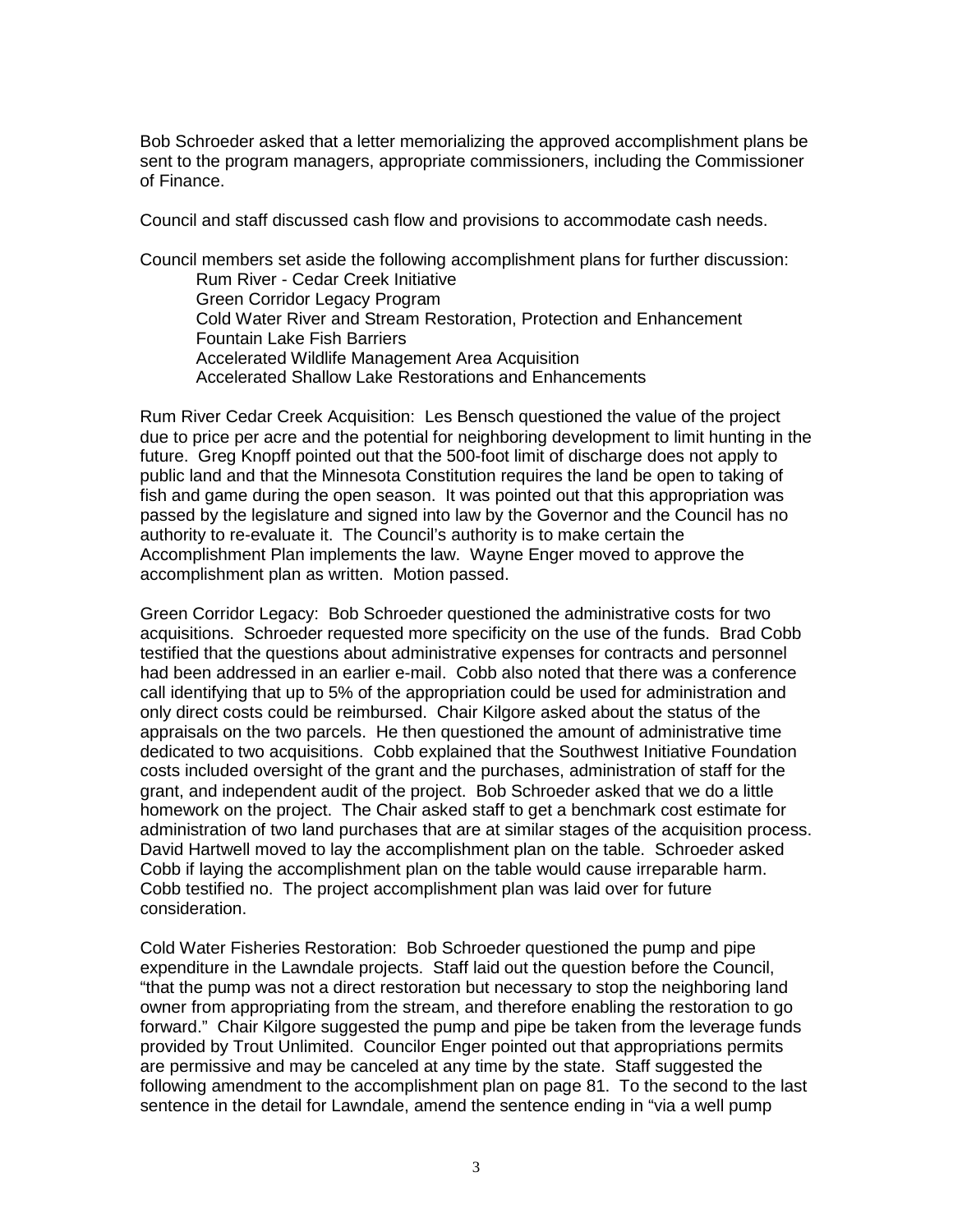Bob Schroeder asked that a letter memorializing the approved accomplishment plans be sent to the program managers, appropriate commissioners, including the Commissioner of Finance.

Council and staff discussed cash flow and provisions to accommodate cash needs.

Council members set aside the following accomplishment plans for further discussion:

- Rum River - Cedar Creek Initiative
- Green Corridor Legacy Program
- Cold Water River and Stream Restoration, Protection and Enhancement
- Fountain Lake Fish Barriers
- Accelerated Wildlife Management Area Acquisition
- Accelerated Shallow Lake Restorations and Enhancements

Rum River Cedar Creek Acquisition: Les Bensch questioned the value of the project due to price per acre and the potential for neighboring development to limit hunting in the future. Greg Knopff pointed out that the 500-foot limit of discharge does not apply to public land and that the Minnesota Constitution requires the land be open to taking of fish and game during the open season. It was pointed out that this appropriation was passed by the legislature and signed into law by the Governor and the Council has no authority to re-evaluate it. The Council's authority is to make certain the Accomplishment Plan implements the law. Wayne Enger moved to approve the accomplishment plan as written. Motion passed.

Green Corridor Legacy: Bob Schroeder questioned the administrative costs for two acquisitions. Schroeder requested more specificity on the use of the funds. Brad Cobb testified that the questions about administrative expenses for contracts and personnel had been addressed in an earlier e-mail. Cobb also noted that there was a conference call identifying that up to 5% of the appropriation could be used for administration and only direct costs could be reimbursed. Chair Kilgore asked about the status of the appraisals on the two parcels. He then questioned the amount of administrative time dedicated to two acquisitions. Cobb explained that the Southwest Initiative Foundation costs included oversight of the grant and the purchases, administration of staff for the grant, and independent audit of the project. Bob Schroeder asked that we do a little homework on the project. The Chair asked staff to get a benchmark cost estimate for administration of two land purchases that are at similar stages of the acquisition process. David Hartwell moved to lay the accomplishment plan on the table. Schroeder asked Cobb if laying the accomplishment plan on the table would cause irreparable harm. Cobb testified no. The project accomplishment plan was laid over for future consideration.

Cold Water Fisheries Restoration: Bob Schroeder questioned the pump and pipe expenditure in the Lawndale projects. Staff laid out the question before the Council, "that the pump was not a direct restoration but necessary to stop the neighboring land owner from appropriating from the stream, and therefore enabling the restoration to go forward." Chair Kilgore suggested the pump and pipe be taken from the leverage funds provided by Trout Unlimited. Councilor Enger pointed out that appropriations permits are permissive and may be canceled at any time by the state. Staff suggested the following amendment to the accomplishment plan on page 81. To the second to the last sentence in the detail for Lawndale, amend the sentence ending in "via a well pump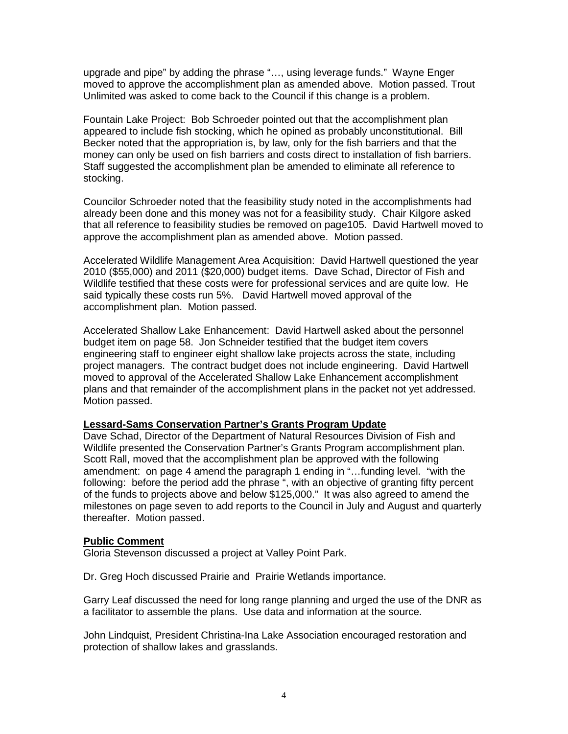upgrade and pipe" by adding the phrase "…, using leverage funds." Wayne Enger moved to approve the accomplishment plan as amended above. Motion passed. Trout Unlimited was asked to come back to the Council if this change is a problem.

Fountain Lake Project: Bob Schroeder pointed out that the accomplishment plan appeared to include fish stocking, which he opined as probably unconstitutional. Bill Becker noted that the appropriation is, by law, only for the fish barriers and that the money can only be used on fish barriers and costs direct to installation of fish barriers. Staff suggested the accomplishment plan be amended to eliminate all reference to stocking.

Councilor Schroeder noted that the feasibility study noted in the accomplishments had already been done and this money was not for a feasibility study. Chair Kilgore asked that all reference to feasibility studies be removed on page105. David Hartwell moved to approve the accomplishment plan as amended above. Motion passed.

Accelerated Wildlife Management Area Acquisition: David Hartwell questioned the year 2010 ($55,000) and 2011 ($20,000) budget items. Dave Schad, Director of Fish and Wildlife testified that these costs were for professional services and are quite low. He said typically these costs run 5%. David Hartwell moved approval of the accomplishment plan. Motion passed.

Accelerated Shallow Lake Enhancement: David Hartwell asked about the personnel budget item on page 58. Jon Schneider testified that the budget item covers engineering staff to engineer eight shallow lake projects across the state, including project managers. The contract budget does not include engineering. David Hartwell moved to approval of the Accelerated Shallow Lake Enhancement accomplishment plans and that remainder of the accomplishment plans in the packet not yet addressed. Motion passed.

**Lessard-Sams Conservation Partner's Grants Program Update**

Dave Schad, Director of the Department of Natural Resources Division of Fish and Wildlife presented the Conservation Partner's Grants Program accomplishment plan. Scott Rall, moved that the accomplishment plan be approved with the following amendment: on page 4 amend the paragraph 1 ending in "…funding level. "with the following: before the period add the phrase ", with an objective of granting fifty percent of the funds to projects above and below $125,000." It was also agreed to amend the milestones on page seven to add reports to the Council in July and August and quarterly thereafter. Motion passed.

**Public Comment**

Gloria Stevenson discussed a project at Valley Point Park.

Dr. Greg Hoch discussed Prairie and Prairie Wetlands importance.

Garry Leaf discussed the need for long range planning and urged the use of the DNR as a facilitator to assemble the plans. Use data and information at the source.

John Lindquist, President Christina-Ina Lake Association encouraged restoration and protection of shallow lakes and grasslands.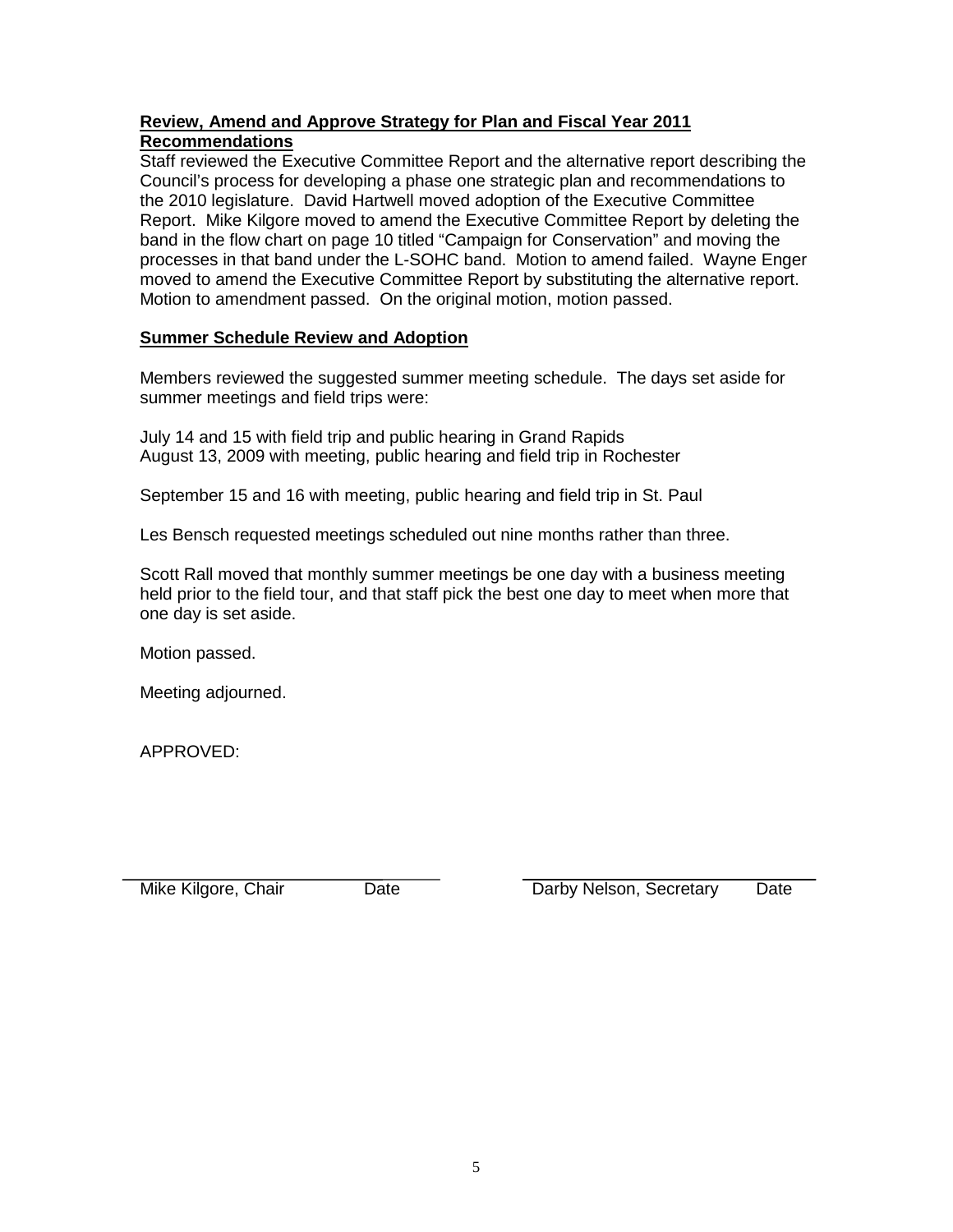**Review, Amend and Approve Strategy for Plan and Fiscal Year 2011 Recommendations**

Staff reviewed the Executive Committee Report and the alternative report describing the Council's process for developing a phase one strategic plan and recommendations to the 2010 legislature. David Hartwell moved adoption of the Executive Committee Report. Mike Kilgore moved to amend the Executive Committee Report by deleting the band in the flow chart on page 10 titled "Campaign for Conservation" and moving the processes in that band under the L-SOHC band. Motion to amend failed. Wayne Enger moved to amend the Executive Committee Report by substituting the alternative report. Motion to amendment passed. On the original motion, motion passed.

**Summer Schedule Review and Adoption**

Members reviewed the suggested summer meeting schedule. The days set aside for summer meetings and field trips were:

July 14 and 15 with field trip and public hearing in Grand Rapids
August 13, 2009 with meeting, public hearing and field trip in Rochester

September 15 and 16 with meeting, public hearing and field trip in St. Paul

Les Bensch requested meetings scheduled out nine months rather than three.

Scott Rall moved that monthly summer meetings be one day with a business meeting held prior to the field tour, and that staff pick the best one day to meet when more that one day is set aside.

Motion passed.

Meeting adjourned.

APPROVED:

Mike Kilgore, Chair Date

Darby Nelson, Secretary Date